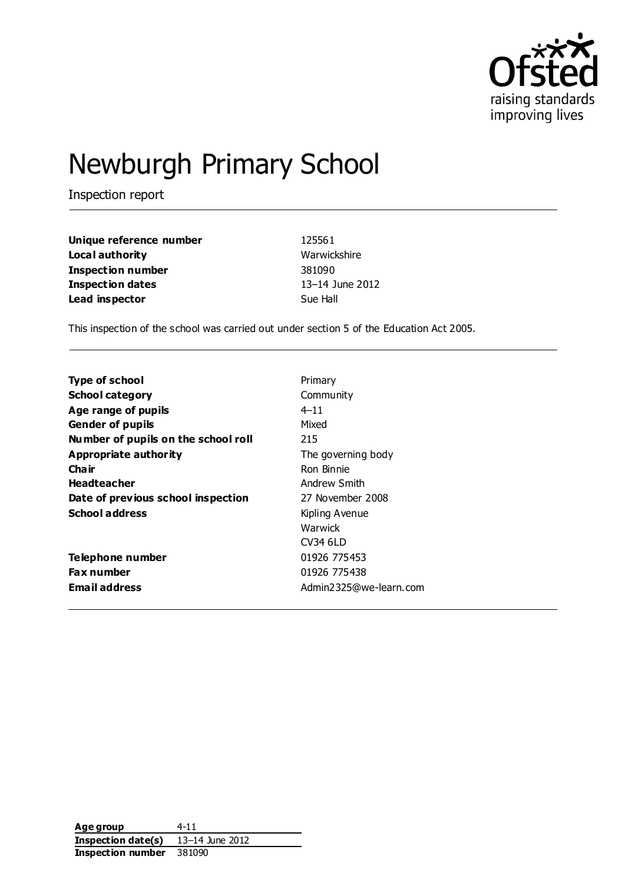Ofsted
raising standards
improving lives

# Newburgh Primary School

Inspection report

| | |
|---|---|
| **Unique reference number** | 125561 |
| **Local authority** | Warwickshire |
| **Inspection number** | 381090 |
| **Inspection dates** | 13–14 June 2012 |
| **Lead inspector** | Sue Hall |

This inspection of the school was carried out under section 5 of the Education Act 2005.

| | |
|---|---|
| **Type of school** | Primary |
| **School category** | Community |
| **Age range of pupils** | 4–11 |
| **Gender of pupils** | Mixed |
| **Number of pupils on the school roll** | 215 |
| **Appropriate authority** | The governing body |
| **Chair** | Ron Binnie |
| **Headteacher** | Andrew Smith |
| **Date of previous school inspection** | 27 November 2008 |
| **School address** | Kipling Avenue<br>Warwick<br>CV34 6LD |
| **Telephone number** | 01926 775453 |
| **Fax number** | 01926 775438 |
| **Email address** | Admin2325@we-learn.com |

| | |
|---|---|
| **Age group** | 4-11 |
| **Inspection date(s)** | 13–14 June 2012 |
| **Inspection number** | 381090 |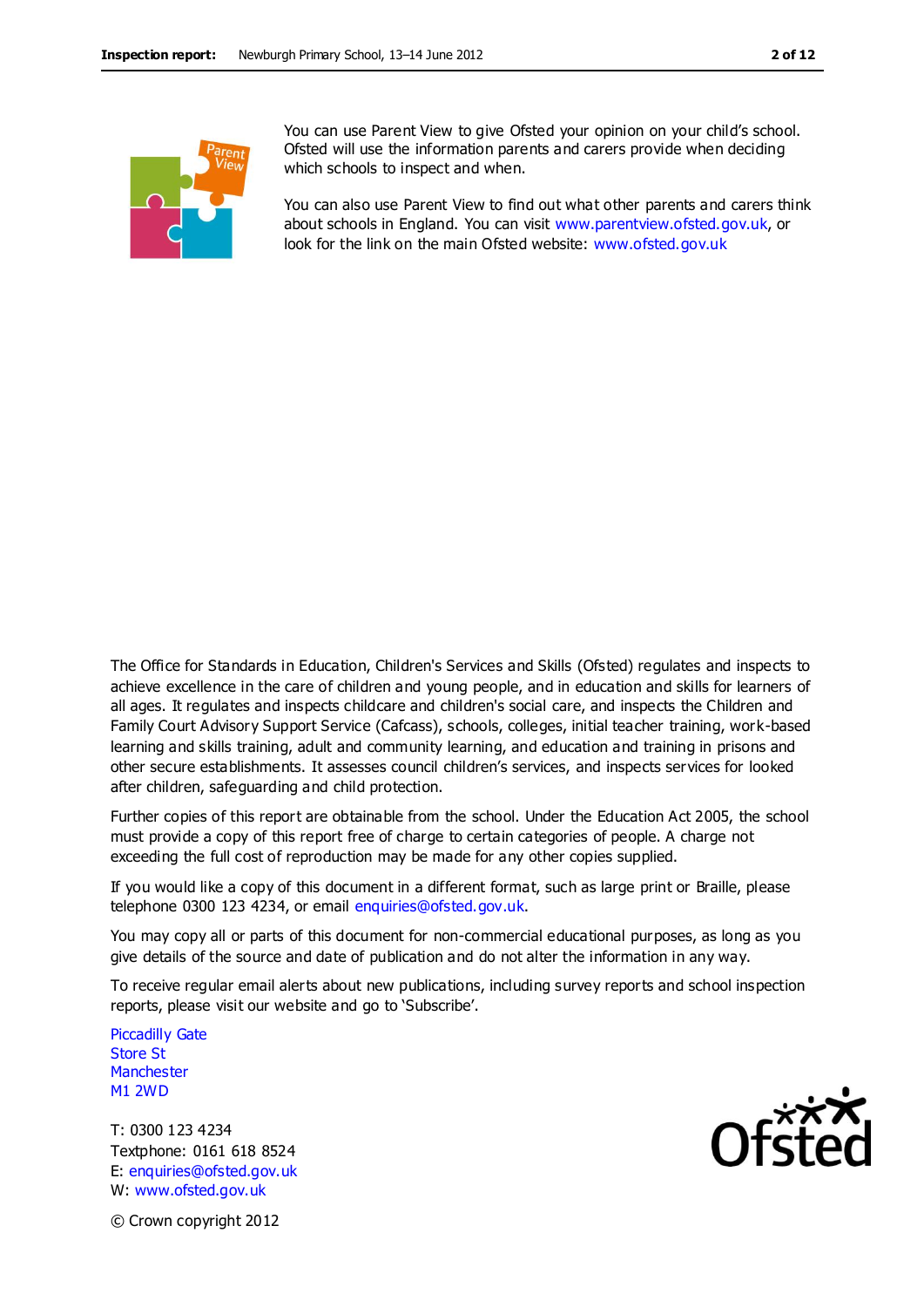You can use Parent View to give Ofsted your opinion on your child's school. Ofsted will use the information parents and carers provide when deciding which schools to inspect and when.

You can also use Parent View to find out what other parents and carers think about schools in England. You can visit www.parentview.ofsted.gov.uk, or look for the link on the main Ofsted website: www.ofsted.gov.uk

The Office for Standards in Education, Children's Services and Skills (Ofsted) regulates and inspects to achieve excellence in the care of children and young people, and in education and skills for learners of all ages. It regulates and inspects childcare and children's social care, and inspects the Children and Family Court Advisory Support Service (Cafcass), schools, colleges, initial teacher training, work-based learning and skills training, adult and community learning, and education and training in prisons and other secure establishments. It assesses council children's services, and inspects services for looked after children, safeguarding and child protection.

Further copies of this report are obtainable from the school. Under the Education Act 2005, the school must provide a copy of this report free of charge to certain categories of people. A charge not exceeding the full cost of reproduction may be made for any other copies supplied.

If you would like a copy of this document in a different format, such as large print or Braille, please telephone 0300 123 4234, or email enquiries@ofsted.gov.uk.

You may copy all or parts of this document for non-commercial educational purposes, as long as you give details of the source and date of publication and do not alter the information in any way.

To receive regular email alerts about new publications, including survey reports and school inspection reports, please visit our website and go to 'Subscribe'.

Piccadilly Gate  
Store St  
Manchester  
M1 2WD

T: 0300 123 4234  
Textphone: 0161 618 8524  
E: enquiries@ofsted.gov.uk  
W: www.ofsted.gov.uk

© Crown copyright 2012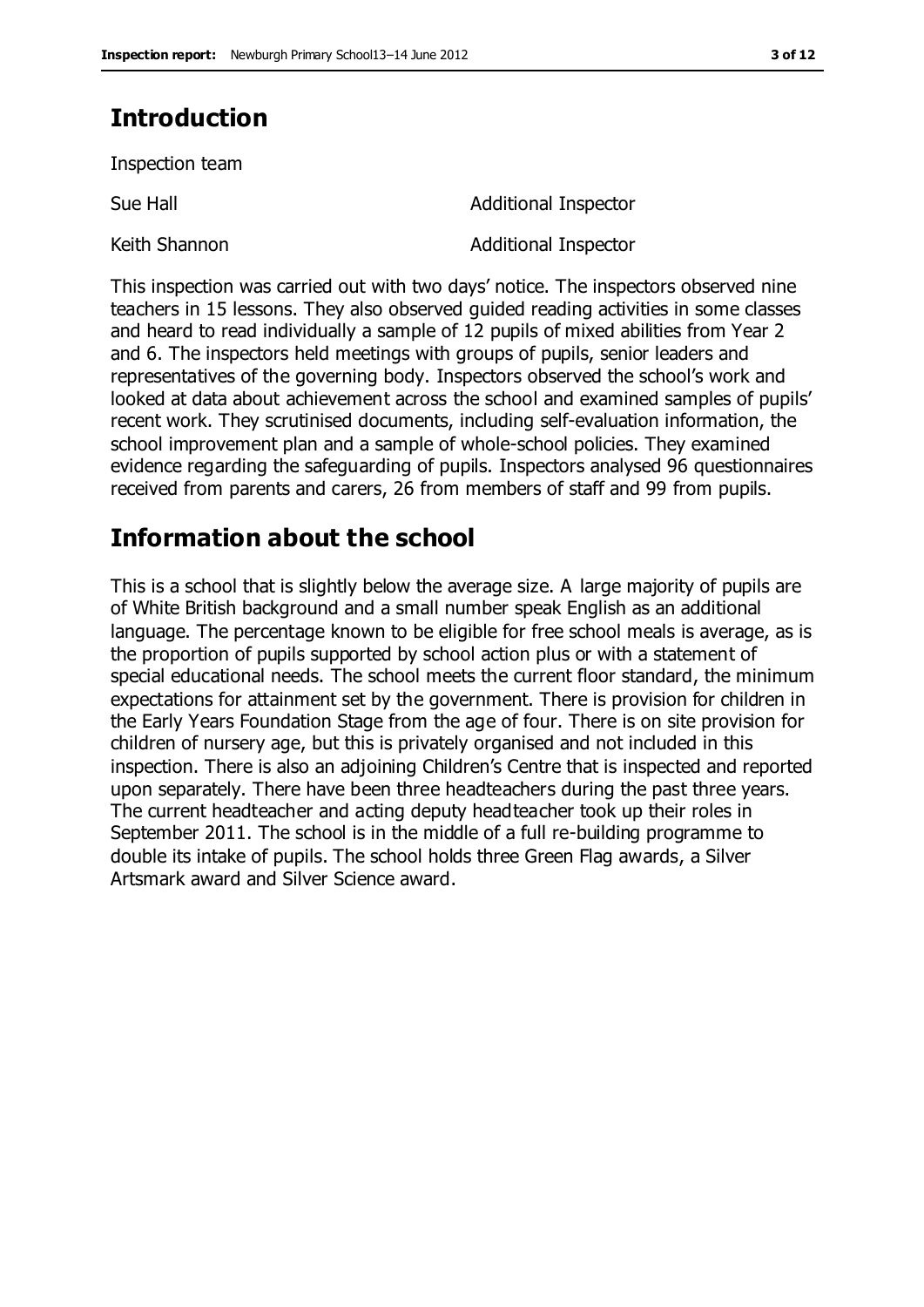## Introduction

Inspection team

| | |
|---|---|
| Sue Hall | Additional Inspector |
| Keith Shannon | Additional Inspector |

This inspection was carried out with two days' notice. The inspectors observed nine teachers in 15 lessons. They also observed guided reading activities in some classes and heard to read individually a sample of 12 pupils of mixed abilities from Year 2 and 6. The inspectors held meetings with groups of pupils, senior leaders and representatives of the governing body. Inspectors observed the school's work and looked at data about achievement across the school and examined samples of pupils' recent work. They scrutinised documents, including self-evaluation information, the school improvement plan and a sample of whole-school policies. They examined evidence regarding the safeguarding of pupils. Inspectors analysed 96 questionnaires received from parents and carers, 26 from members of staff and 99 from pupils.

## Information about the school

This is a school that is slightly below the average size. A large majority of pupils are of White British background and a small number speak English as an additional language. The percentage known to be eligible for free school meals is average, as is the proportion of pupils supported by school action plus or with a statement of special educational needs. The school meets the current floor standard, the minimum expectations for attainment set by the government. There is provision for children in the Early Years Foundation Stage from the age of four. There is on site provision for children of nursery age, but this is privately organised and not included in this inspection. There is also an adjoining Children's Centre that is inspected and reported upon separately. There have been three headteachers during the past three years. The current headteacher and acting deputy headteacher took up their roles in September 2011. The school is in the middle of a full re-building programme to double its intake of pupils. The school holds three Green Flag awards, a Silver Artsmark award and Silver Science award.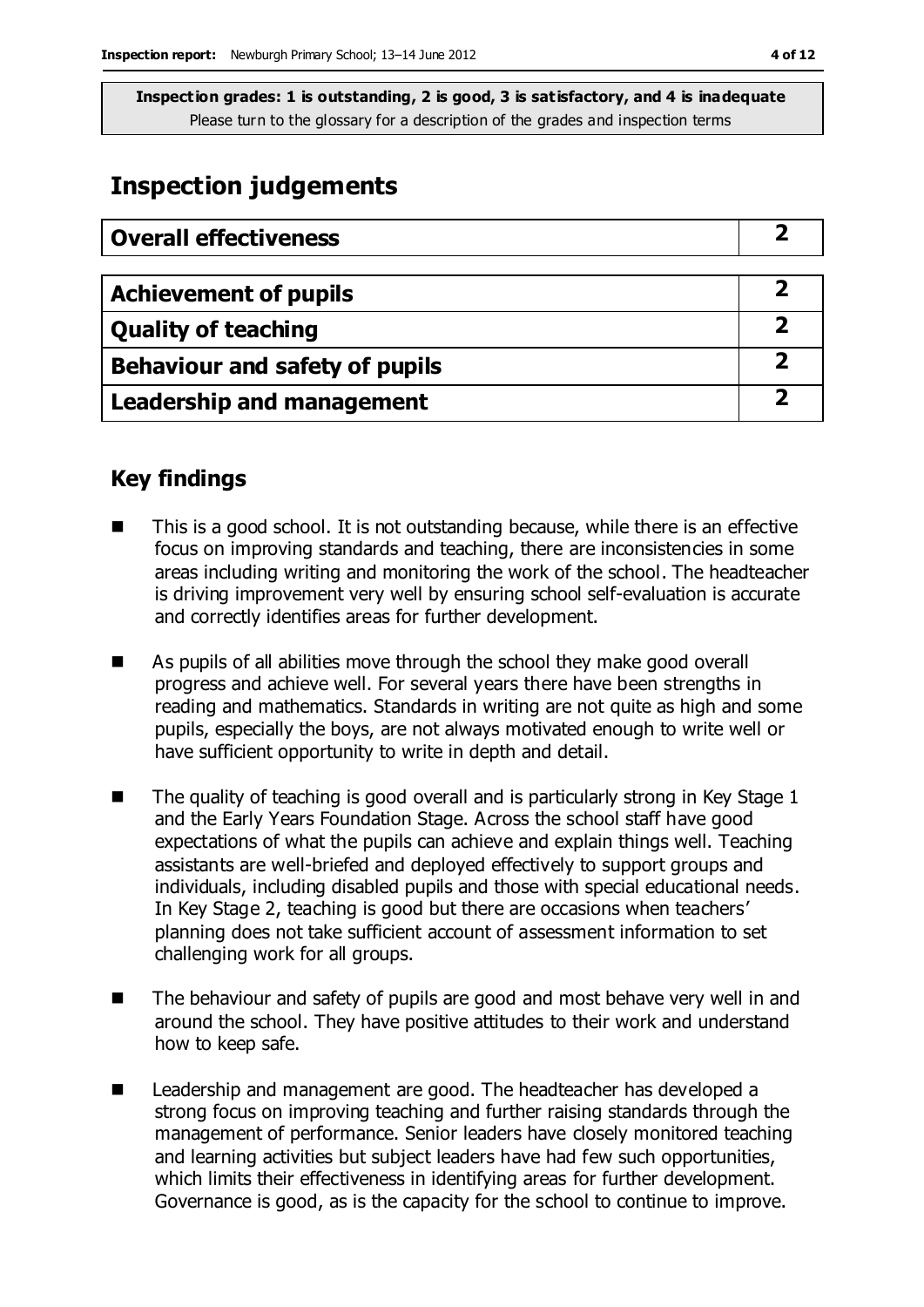**Inspection grades: 1 is outstanding, 2 is good, 3 is satisfactory, and 4 is inadequate**
Please turn to the glossary for a description of the grades and inspection terms

# Inspection judgements

| **Overall effectiveness** | **2** |
|---|---|

| **Achievement of pupils** | **2** |
|---|---|
| **Quality of teaching** | **2** |
| **Behaviour and safety of pupils** | **2** |
| **Leadership and management** | **2** |

## Key findings

- This is a good school. It is not outstanding because, while there is an effective focus on improving standards and teaching, there are inconsistencies in some areas including writing and monitoring the work of the school. The headteacher is driving improvement very well by ensuring school self-evaluation is accurate and correctly identifies areas for further development.
- As pupils of all abilities move through the school they make good overall progress and achieve well. For several years there have been strengths in reading and mathematics. Standards in writing are not quite as high and some pupils, especially the boys, are not always motivated enough to write well or have sufficient opportunity to write in depth and detail.
- The quality of teaching is good overall and is particularly strong in Key Stage 1 and the Early Years Foundation Stage. Across the school staff have good expectations of what the pupils can achieve and explain things well. Teaching assistants are well-briefed and deployed effectively to support groups and individuals, including disabled pupils and those with special educational needs. In Key Stage 2, teaching is good but there are occasions when teachers' planning does not take sufficient account of assessment information to set challenging work for all groups.
- The behaviour and safety of pupils are good and most behave very well in and around the school. They have positive attitudes to their work and understand how to keep safe.
- Leadership and management are good. The headteacher has developed a strong focus on improving teaching and further raising standards through the management of performance. Senior leaders have closely monitored teaching and learning activities but subject leaders have had few such opportunities, which limits their effectiveness in identifying areas for further development. Governance is good, as is the capacity for the school to continue to improve.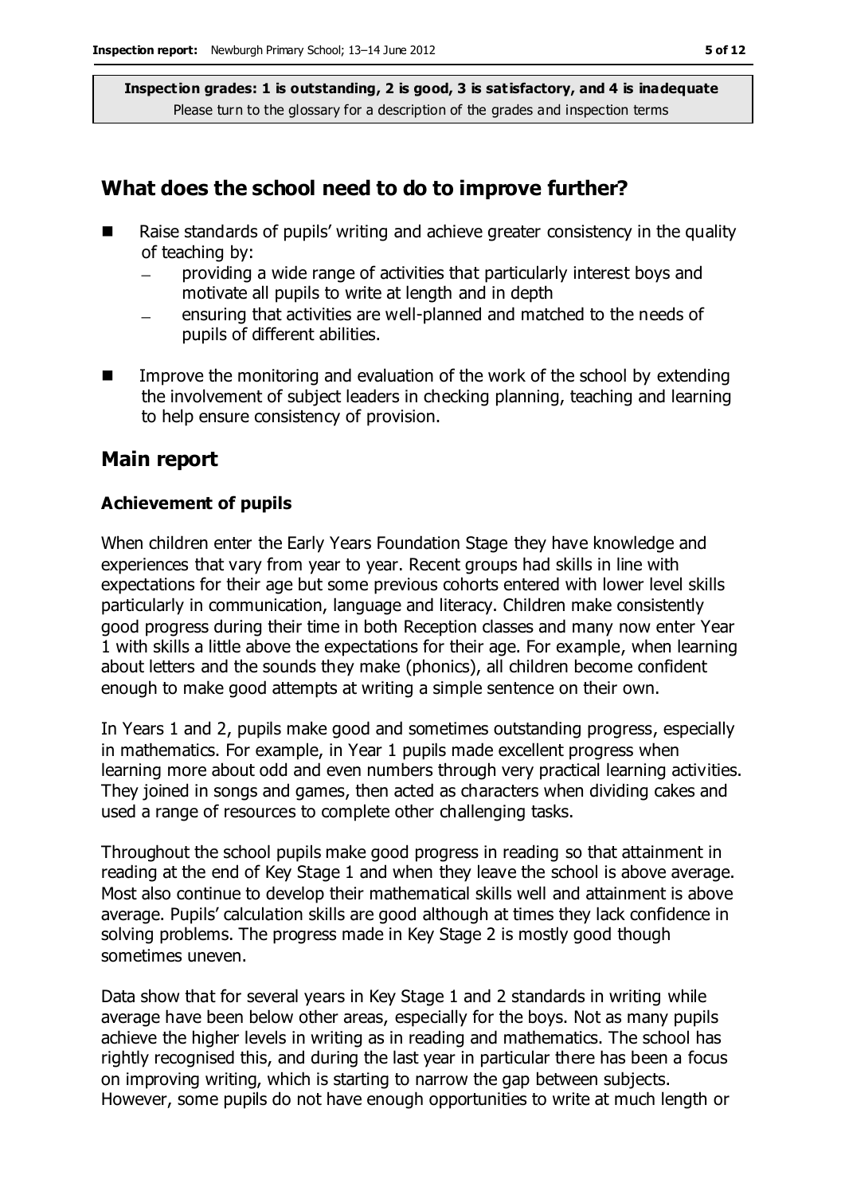**Inspection grades: 1 is outstanding, 2 is good, 3 is satisfactory, and 4 is inadequate**
Please turn to the glossary for a description of the grades and inspection terms

## What does the school need to do to improve further?

- Raise standards of pupils' writing and achieve greater consistency in the quality of teaching by:
  - providing a wide range of activities that particularly interest boys and motivate all pupils to write at length and in depth
  - ensuring that activities are well-planned and matched to the needs of pupils of different abilities.
- Improve the monitoring and evaluation of the work of the school by extending the involvement of subject leaders in checking planning, teaching and learning to help ensure consistency of provision.

## Main report

### Achievement of pupils

When children enter the Early Years Foundation Stage they have knowledge and experiences that vary from year to year. Recent groups had skills in line with expectations for their age but some previous cohorts entered with lower level skills particularly in communication, language and literacy. Children make consistently good progress during their time in both Reception classes and many now enter Year 1 with skills a little above the expectations for their age. For example, when learning about letters and the sounds they make (phonics), all children become confident enough to make good attempts at writing a simple sentence on their own.

In Years 1 and 2, pupils make good and sometimes outstanding progress, especially in mathematics. For example, in Year 1 pupils made excellent progress when learning more about odd and even numbers through very practical learning activities. They joined in songs and games, then acted as characters when dividing cakes and used a range of resources to complete other challenging tasks.

Throughout the school pupils make good progress in reading so that attainment in reading at the end of Key Stage 1 and when they leave the school is above average. Most also continue to develop their mathematical skills well and attainment is above average. Pupils' calculation skills are good although at times they lack confidence in solving problems. The progress made in Key Stage 2 is mostly good though sometimes uneven.

Data show that for several years in Key Stage 1 and 2 standards in writing while average have been below other areas, especially for the boys. Not as many pupils achieve the higher levels in writing as in reading and mathematics. The school has rightly recognised this, and during the last year in particular there has been a focus on improving writing, which is starting to narrow the gap between subjects. However, some pupils do not have enough opportunities to write at much length or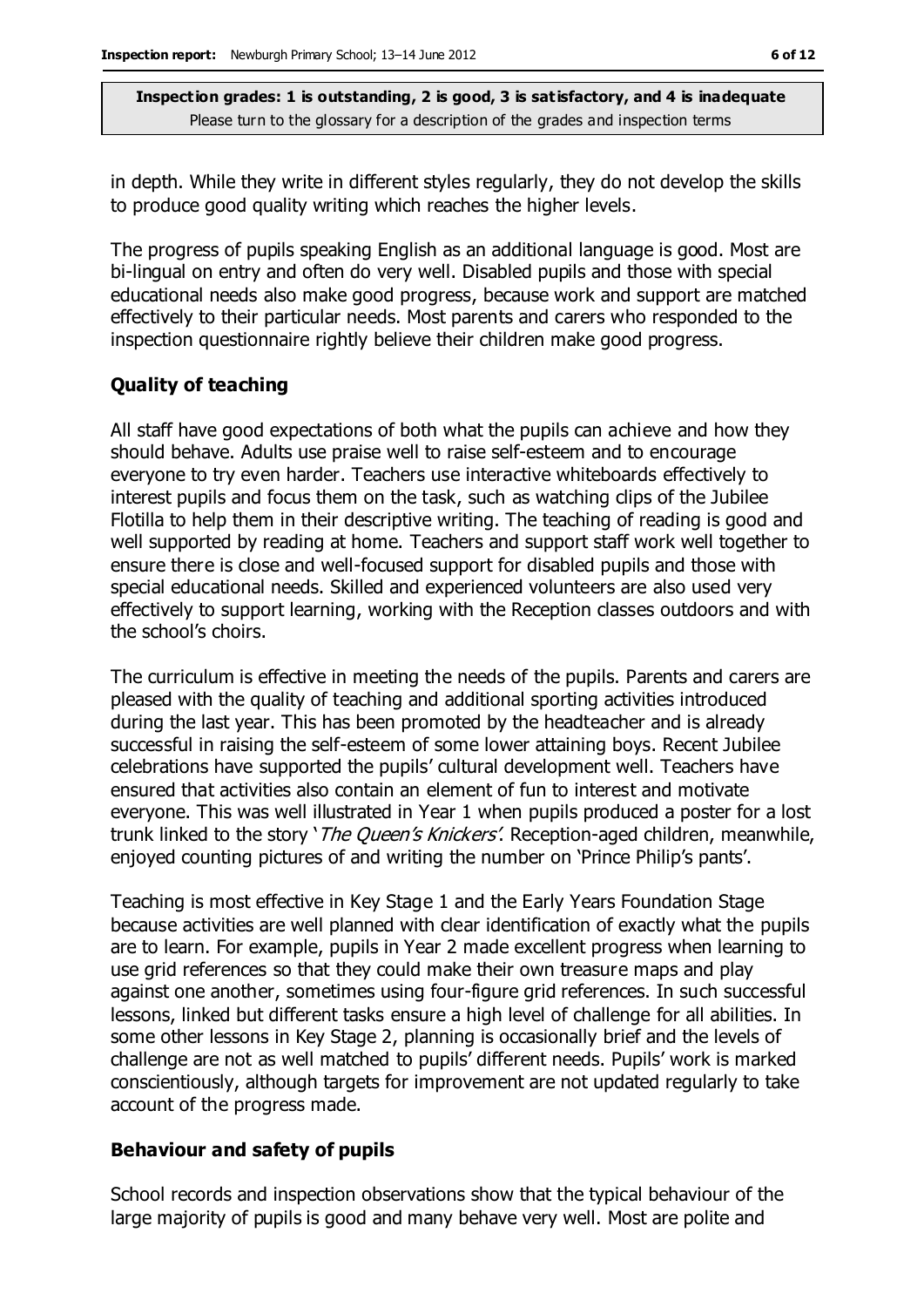in depth. While they write in different styles regularly, they do not develop the skills to produce good quality writing which reaches the higher levels.

The progress of pupils speaking English as an additional language is good. Most are bi-lingual on entry and often do very well. Disabled pupils and those with special educational needs also make good progress, because work and support are matched effectively to their particular needs. Most parents and carers who responded to the inspection questionnaire rightly believe their children make good progress.

### Quality of teaching

All staff have good expectations of both what the pupils can achieve and how they should behave. Adults use praise well to raise self-esteem and to encourage everyone to try even harder. Teachers use interactive whiteboards effectively to interest pupils and focus them on the task, such as watching clips of the Jubilee Flotilla to help them in their descriptive writing. The teaching of reading is good and well supported by reading at home. Teachers and support staff work well together to ensure there is close and well-focused support for disabled pupils and those with special educational needs. Skilled and experienced volunteers are also used very effectively to support learning, working with the Reception classes outdoors and with the school's choirs.

The curriculum is effective in meeting the needs of the pupils. Parents and carers are pleased with the quality of teaching and additional sporting activities introduced during the last year. This has been promoted by the headteacher and is already successful in raising the self-esteem of some lower attaining boys. Recent Jubilee celebrations have supported the pupils' cultural development well. Teachers have ensured that activities also contain an element of fun to interest and motivate everyone. This was well illustrated in Year 1 when pupils produced a poster for a lost trunk linked to the story '*The Queen's Knickers*'. Reception-aged children, meanwhile, enjoyed counting pictures of and writing the number on 'Prince Philip's pants'.

Teaching is most effective in Key Stage 1 and the Early Years Foundation Stage because activities are well planned with clear identification of exactly what the pupils are to learn. For example, pupils in Year 2 made excellent progress when learning to use grid references so that they could make their own treasure maps and play against one another, sometimes using four-figure grid references. In such successful lessons, linked but different tasks ensure a high level of challenge for all abilities. In some other lessons in Key Stage 2, planning is occasionally brief and the levels of challenge are not as well matched to pupils' different needs. Pupils' work is marked conscientiously, although targets for improvement are not updated regularly to take account of the progress made.

### Behaviour and safety of pupils

School records and inspection observations show that the typical behaviour of the large majority of pupils is good and many behave very well. Most are polite and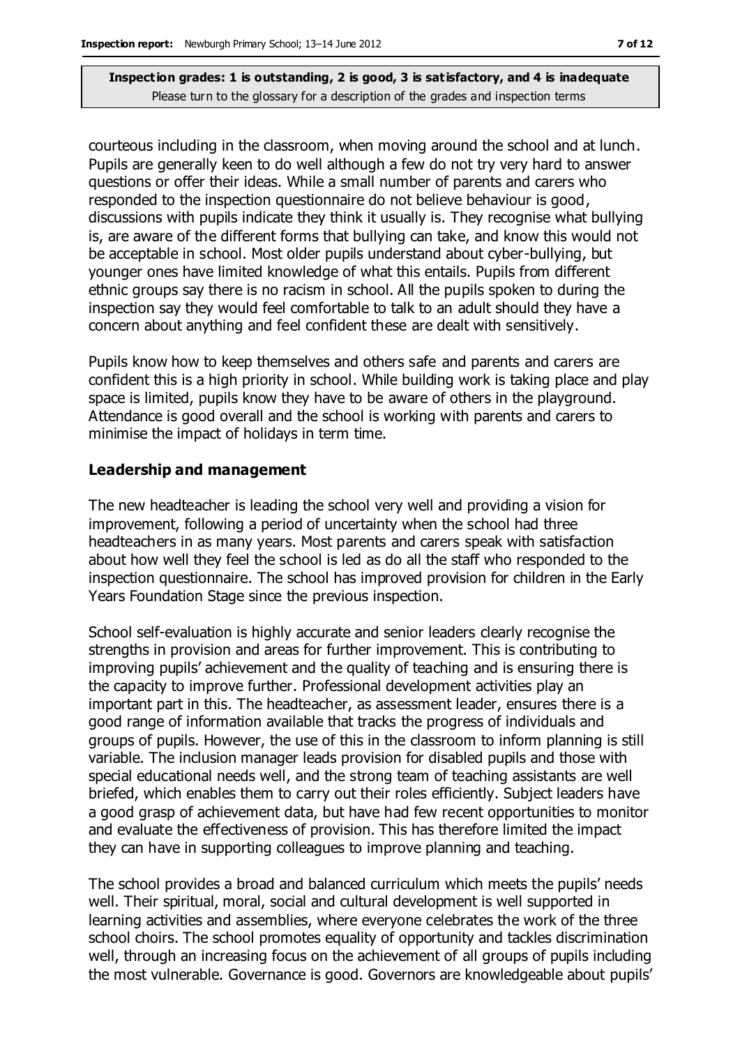courteous including in the classroom, when moving around the school and at lunch. Pupils are generally keen to do well although a few do not try very hard to answer questions or offer their ideas. While a small number of parents and carers who responded to the inspection questionnaire do not believe behaviour is good, discussions with pupils indicate they think it usually is. They recognise what bullying is, are aware of the different forms that bullying can take, and know this would not be acceptable in school. Most older pupils understand about cyber-bullying, but younger ones have limited knowledge of what this entails. Pupils from different ethnic groups say there is no racism in school. All the pupils spoken to during the inspection say they would feel comfortable to talk to an adult should they have a concern about anything and feel confident these are dealt with sensitively.

Pupils know how to keep themselves and others safe and parents and carers are confident this is a high priority in school. While building work is taking place and play space is limited, pupils know they have to be aware of others in the playground. Attendance is good overall and the school is working with parents and carers to minimise the impact of holidays in term time.

### Leadership and management

The new headteacher is leading the school very well and providing a vision for improvement, following a period of uncertainty when the school had three headteachers in as many years. Most parents and carers speak with satisfaction about how well they feel the school is led as do all the staff who responded to the inspection questionnaire. The school has improved provision for children in the Early Years Foundation Stage since the previous inspection.

School self-evaluation is highly accurate and senior leaders clearly recognise the strengths in provision and areas for further improvement. This is contributing to improving pupils' achievement and the quality of teaching and is ensuring there is the capacity to improve further. Professional development activities play an important part in this. The headteacher, as assessment leader, ensures there is a good range of information available that tracks the progress of individuals and groups of pupils. However, the use of this in the classroom to inform planning is still variable. The inclusion manager leads provision for disabled pupils and those with special educational needs well, and the strong team of teaching assistants are well briefed, which enables them to carry out their roles efficiently. Subject leaders have a good grasp of achievement data, but have had few recent opportunities to monitor and evaluate the effectiveness of provision. This has therefore limited the impact they can have in supporting colleagues to improve planning and teaching.

The school provides a broad and balanced curriculum which meets the pupils' needs well. Their spiritual, moral, social and cultural development is well supported in learning activities and assemblies, where everyone celebrates the work of the three school choirs. The school promotes equality of opportunity and tackles discrimination well, through an increasing focus on the achievement of all groups of pupils including the most vulnerable. Governance is good. Governors are knowledgeable about pupils'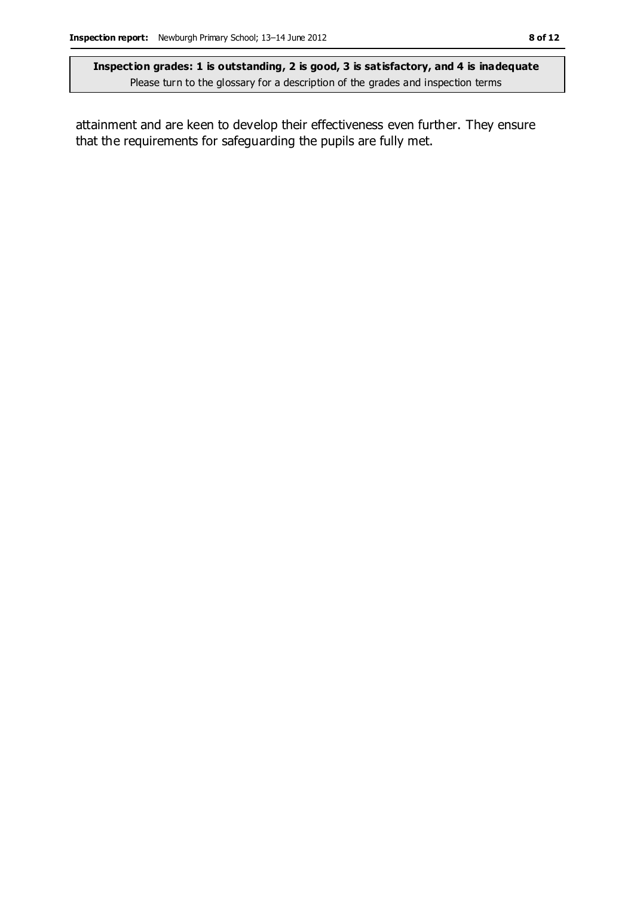attainment and are keen to develop their effectiveness even further. They ensure that the requirements for safeguarding the pupils are fully met.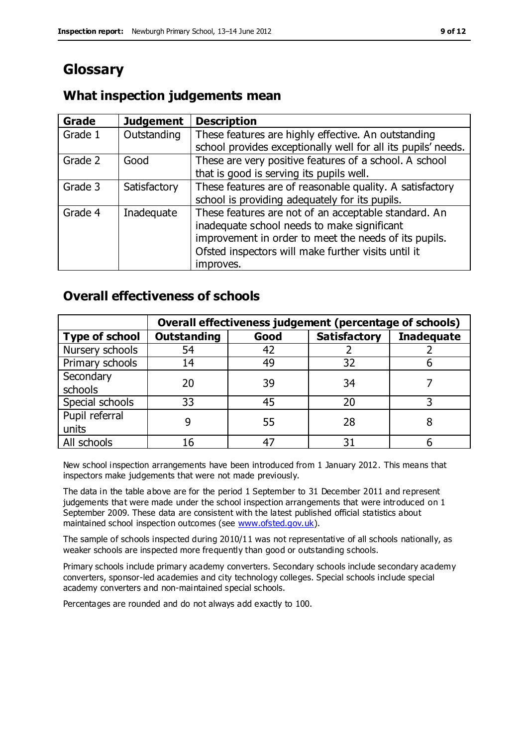# Glossary

## What inspection judgements mean

| Grade | Judgement | Description |
|---|---|---|
| Grade 1 | Outstanding | These features are highly effective. An outstanding school provides exceptionally well for all its pupils' needs. |
| Grade 2 | Good | These are very positive features of a school. A school that is good is serving its pupils well. |
| Grade 3 | Satisfactory | These features are of reasonable quality. A satisfactory school is providing adequately for its pupils. |
| Grade 4 | Inadequate | These features are not of an acceptable standard. An inadequate school needs to make significant improvement in order to meet the needs of its pupils. Ofsted inspectors will make further visits until it improves. |

## Overall effectiveness of schools

| | Overall effectiveness judgement (percentage of schools) | | | |
|---|---|---|---|---|
| **Type of school** | **Outstanding** | **Good** | **Satisfactory** | **Inadequate** |
| Nursery schools | 54 | 42 | 2 | 2 |
| Primary schools | 14 | 49 | 32 | 6 |
| Secondary schools | 20 | 39 | 34 | 7 |
| Special schools | 33 | 45 | 20 | 3 |
| Pupil referral units | 9 | 55 | 28 | 8 |
| All schools | 16 | 47 | 31 | 6 |

New school inspection arrangements have been introduced from 1 January 2012. This means that inspectors make judgements that were not made previously.

The data in the table above are for the period 1 September to 31 December 2011 and represent judgements that were made under the school inspection arrangements that were introduced on 1 September 2009. These data are consistent with the latest published official statistics about maintained school inspection outcomes (see www.ofsted.gov.uk).

The sample of schools inspected during 2010/11 was not representative of all schools nationally, as weaker schools are inspected more frequently than good or outstanding schools.

Primary schools include primary academy converters. Secondary schools include secondary academy converters, sponsor-led academies and city technology colleges. Special schools include special academy converters and non-maintained special schools.

Percentages are rounded and do not always add exactly to 100.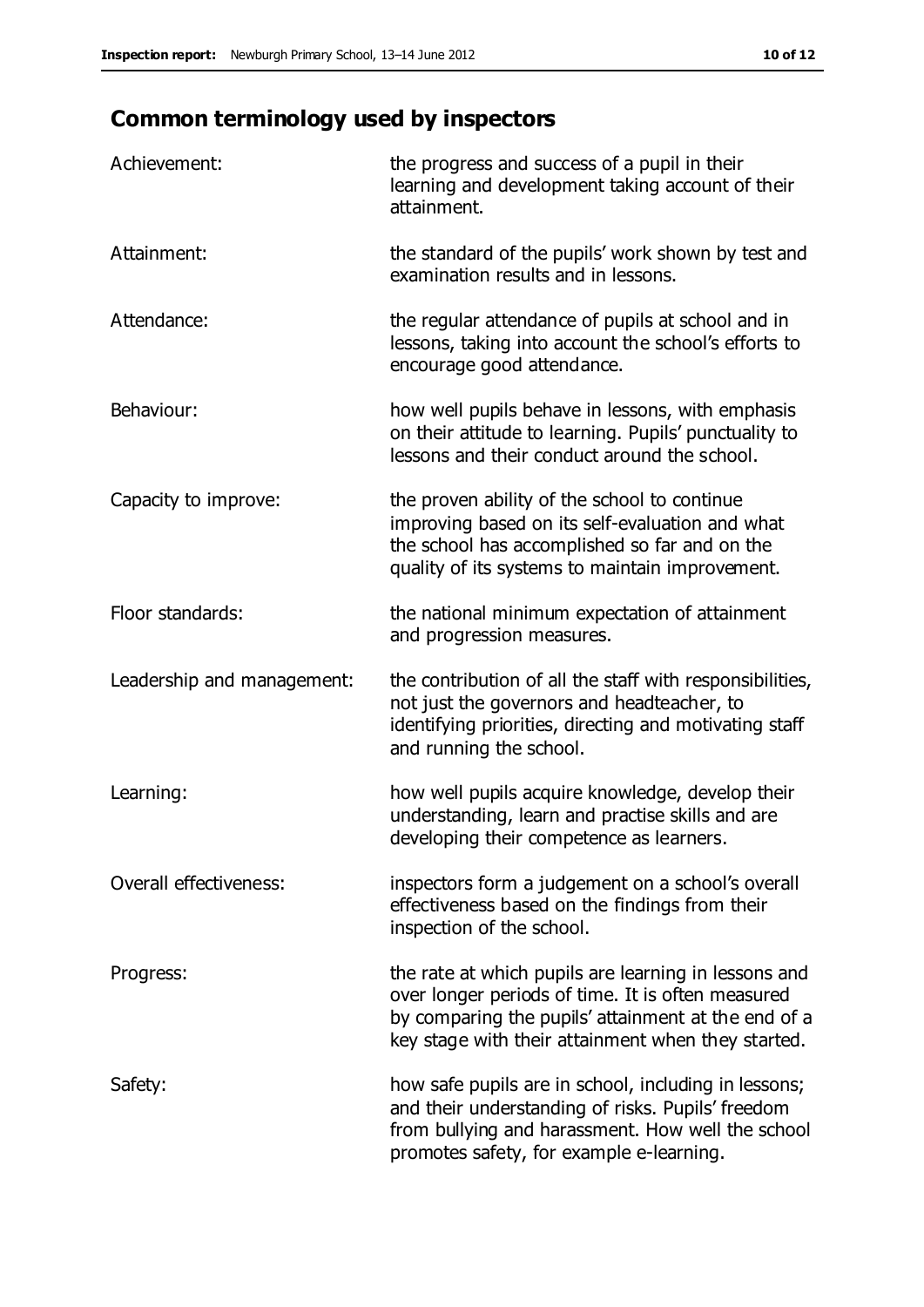## Common terminology used by inspectors

| | |
|---|---|
| Achievement: | the progress and success of a pupil in their learning and development taking account of their attainment. |
| Attainment: | the standard of the pupils' work shown by test and examination results and in lessons. |
| Attendance: | the regular attendance of pupils at school and in lessons, taking into account the school's efforts to encourage good attendance. |
| Behaviour: | how well pupils behave in lessons, with emphasis on their attitude to learning. Pupils' punctuality to lessons and their conduct around the school. |
| Capacity to improve: | the proven ability of the school to continue improving based on its self-evaluation and what the school has accomplished so far and on the quality of its systems to maintain improvement. |
| Floor standards: | the national minimum expectation of attainment and progression measures. |
| Leadership and management: | the contribution of all the staff with responsibilities, not just the governors and headteacher, to identifying priorities, directing and motivating staff and running the school. |
| Learning: | how well pupils acquire knowledge, develop their understanding, learn and practise skills and are developing their competence as learners. |
| Overall effectiveness: | inspectors form a judgement on a school's overall effectiveness based on the findings from their inspection of the school. |
| Progress: | the rate at which pupils are learning in lessons and over longer periods of time. It is often measured by comparing the pupils' attainment at the end of a key stage with their attainment when they started. |
| Safety: | how safe pupils are in school, including in lessons; and their understanding of risks. Pupils' freedom from bullying and harassment. How well the school promotes safety, for example e-learning. |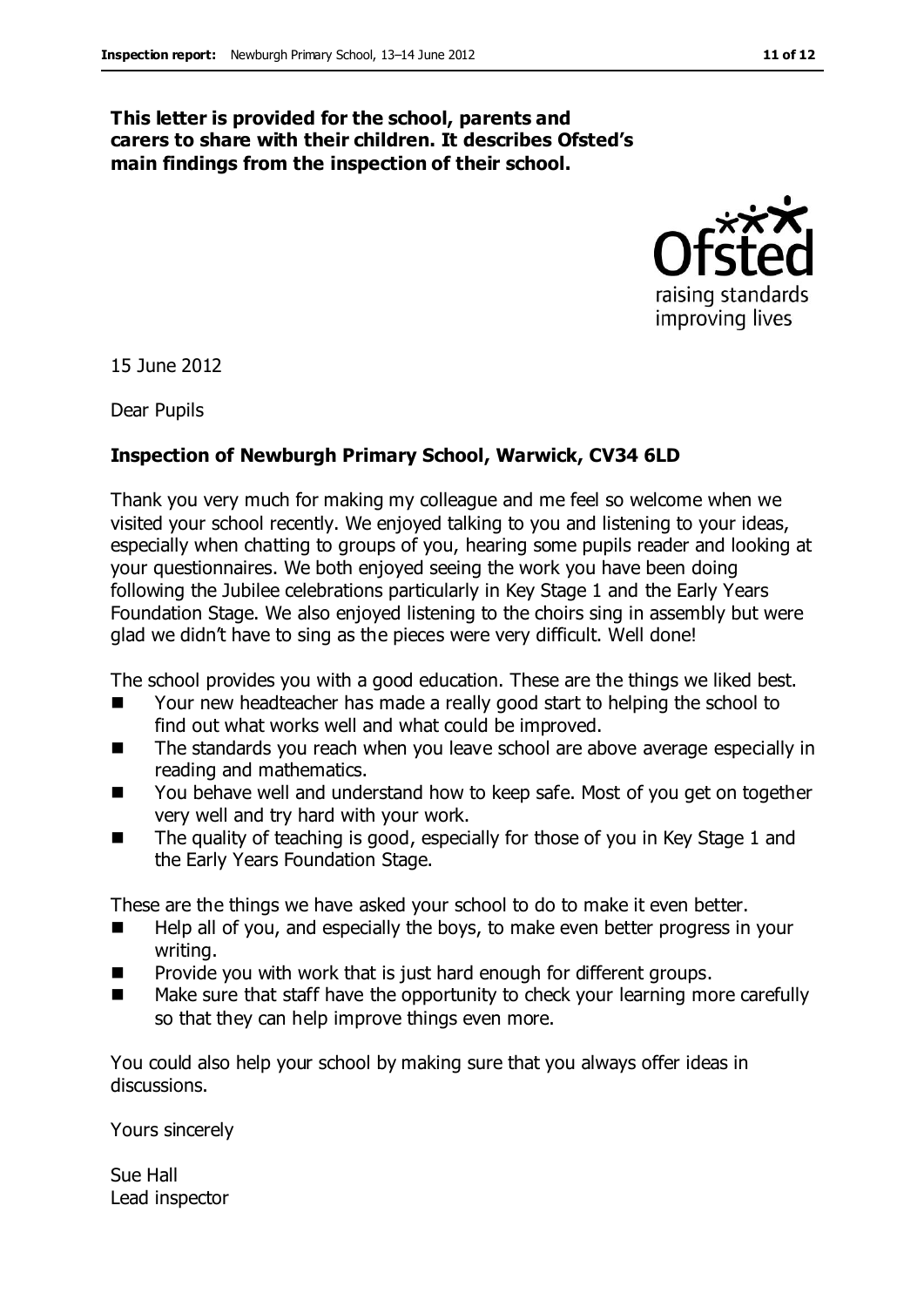**This letter is provided for the school, parents and carers to share with their children. It describes Ofsted's main findings from the inspection of their school.**

15 June 2012

Dear Pupils

**Inspection of Newburgh Primary School, Warwick, CV34 6LD**

Thank you very much for making my colleague and me feel so welcome when we visited your school recently. We enjoyed talking to you and listening to your ideas, especially when chatting to groups of you, hearing some pupils reader and looking at your questionnaires. We both enjoyed seeing the work you have been doing following the Jubilee celebrations particularly in Key Stage 1 and the Early Years Foundation Stage. We also enjoyed listening to the choirs sing in assembly but were glad we didn't have to sing as the pieces were very difficult. Well done!

The school provides you with a good education. These are the things we liked best.

- Your new headteacher has made a really good start to helping the school to find out what works well and what could be improved.
- The standards you reach when you leave school are above average especially in reading and mathematics.
- You behave well and understand how to keep safe. Most of you get on together very well and try hard with your work.
- The quality of teaching is good, especially for those of you in Key Stage 1 and the Early Years Foundation Stage.

These are the things we have asked your school to do to make it even better.

- Help all of you, and especially the boys, to make even better progress in your writing.
- Provide you with work that is just hard enough for different groups.
- Make sure that staff have the opportunity to check your learning more carefully so that they can help improve things even more.

You could also help your school by making sure that you always offer ideas in discussions.

Yours sincerely

Sue Hall
Lead inspector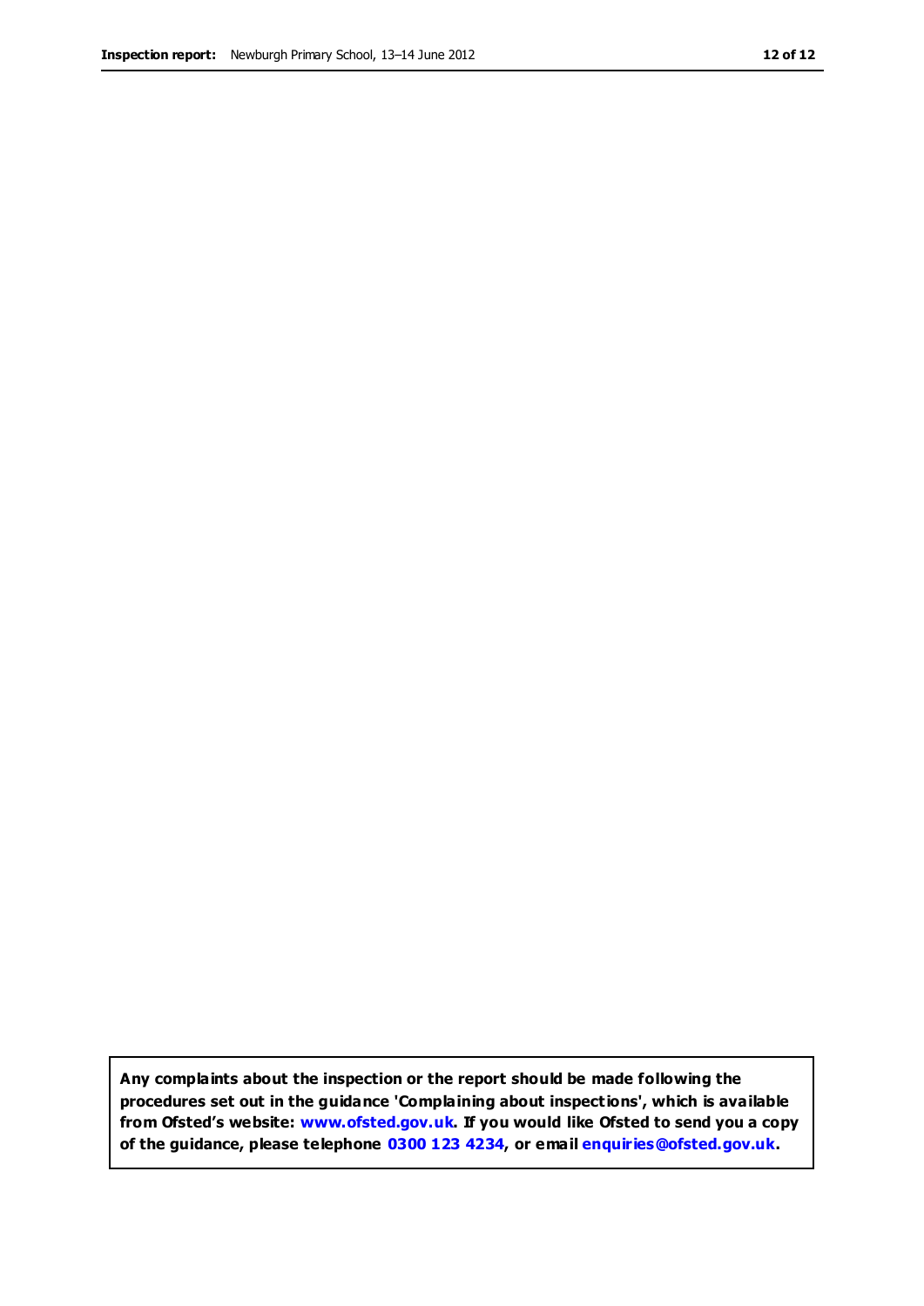**Any complaints about the inspection or the report should be made following the procedures set out in the guidance 'Complaining about inspections', which is available from Ofsted's website: www.ofsted.gov.uk. If you would like Ofsted to send you a copy of the guidance, please telephone 0300 123 4234, or email enquiries@ofsted.gov.uk.**